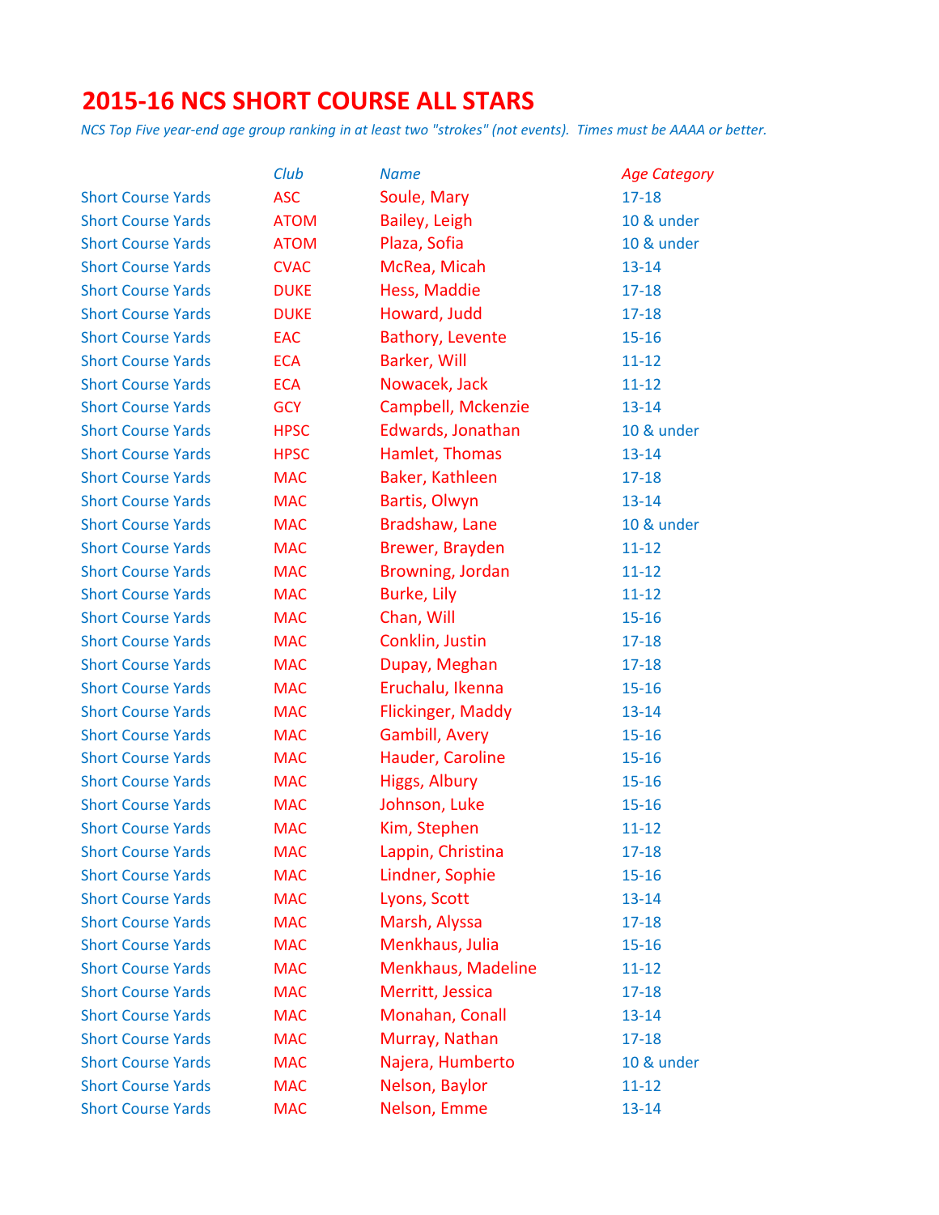# 2015-16 NCS SHORT COURSE ALL STARS

*NCS Top Five year-end age group ranking in at least two "strokes" (not events). Times must be AAAA or better.*

| | Club | Name | Age Category |
|---|---|---|---|
| Short Course Yards | ASC | Soule, Mary | 17-18 |
| Short Course Yards | ATOM | Bailey, Leigh | 10 & under |
| Short Course Yards | ATOM | Plaza, Sofia | 10 & under |
| Short Course Yards | CVAC | McRea, Micah | 13-14 |
| Short Course Yards | DUKE | Hess, Maddie | 17-18 |
| Short Course Yards | DUKE | Howard, Judd | 17-18 |
| Short Course Yards | EAC | Bathory, Levente | 15-16 |
| Short Course Yards | ECA | Barker, Will | 11-12 |
| Short Course Yards | ECA | Nowacek, Jack | 11-12 |
| Short Course Yards | GCY | Campbell, Mckenzie | 13-14 |
| Short Course Yards | HPSC | Edwards, Jonathan | 10 & under |
| Short Course Yards | HPSC | Hamlet, Thomas | 13-14 |
| Short Course Yards | MAC | Baker, Kathleen | 17-18 |
| Short Course Yards | MAC | Bartis, Olwyn | 13-14 |
| Short Course Yards | MAC | Bradshaw, Lane | 10 & under |
| Short Course Yards | MAC | Brewer, Brayden | 11-12 |
| Short Course Yards | MAC | Browning, Jordan | 11-12 |
| Short Course Yards | MAC | Burke, Lily | 11-12 |
| Short Course Yards | MAC | Chan, Will | 15-16 |
| Short Course Yards | MAC | Conklin, Justin | 17-18 |
| Short Course Yards | MAC | Dupay, Meghan | 17-18 |
| Short Course Yards | MAC | Eruchalu, Ikenna | 15-16 |
| Short Course Yards | MAC | Flickinger, Maddy | 13-14 |
| Short Course Yards | MAC | Gambill, Avery | 15-16 |
| Short Course Yards | MAC | Hauder, Caroline | 15-16 |
| Short Course Yards | MAC | Higgs, Albury | 15-16 |
| Short Course Yards | MAC | Johnson, Luke | 15-16 |
| Short Course Yards | MAC | Kim, Stephen | 11-12 |
| Short Course Yards | MAC | Lappin, Christina | 17-18 |
| Short Course Yards | MAC | Lindner, Sophie | 15-16 |
| Short Course Yards | MAC | Lyons, Scott | 13-14 |
| Short Course Yards | MAC | Marsh, Alyssa | 17-18 |
| Short Course Yards | MAC | Menkhaus, Julia | 15-16 |
| Short Course Yards | MAC | Menkhaus, Madeline | 11-12 |
| Short Course Yards | MAC | Merritt, Jessica | 17-18 |
| Short Course Yards | MAC | Monahan, Conall | 13-14 |
| Short Course Yards | MAC | Murray, Nathan | 17-18 |
| Short Course Yards | MAC | Najera, Humberto | 10 & under |
| Short Course Yards | MAC | Nelson, Baylor | 11-12 |
| Short Course Yards | MAC | Nelson, Emme | 13-14 |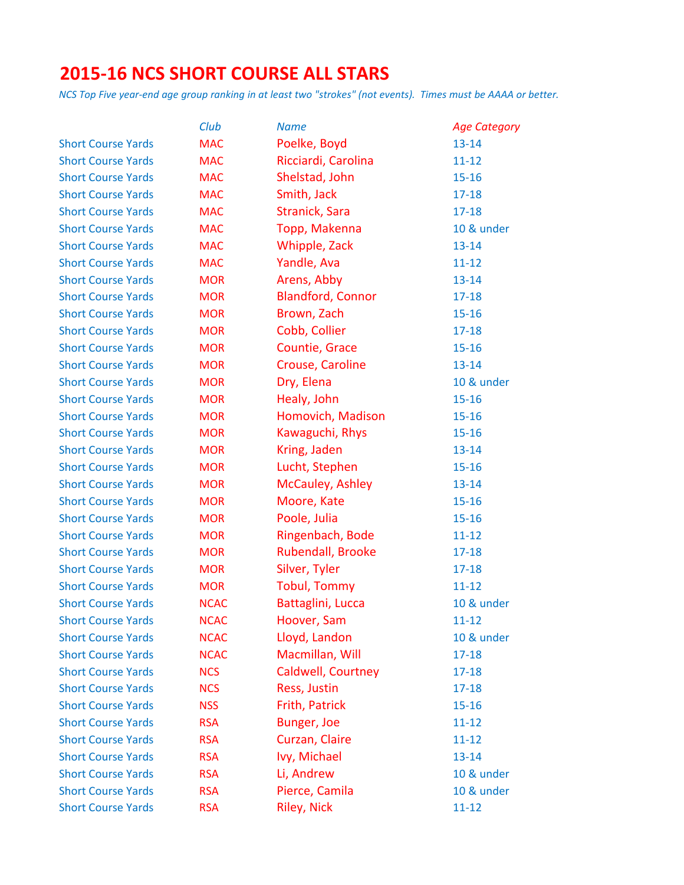# 2015-16 NCS SHORT COURSE ALL STARS

*NCS Top Five year-end age group ranking in at least two "strokes" (not events). Times must be AAAA or better.*

| | Club | Name | Age Category |
|---|---|---|---|
| Short Course Yards | MAC | Poelke, Boyd | 13-14 |
| Short Course Yards | MAC | Ricciardi, Carolina | 11-12 |
| Short Course Yards | MAC | Shelstad, John | 15-16 |
| Short Course Yards | MAC | Smith, Jack | 17-18 |
| Short Course Yards | MAC | Stranick, Sara | 17-18 |
| Short Course Yards | MAC | Topp, Makenna | 10 & under |
| Short Course Yards | MAC | Whipple, Zack | 13-14 |
| Short Course Yards | MAC | Yandle, Ava | 11-12 |
| Short Course Yards | MOR | Arens, Abby | 13-14 |
| Short Course Yards | MOR | Blandford, Connor | 17-18 |
| Short Course Yards | MOR | Brown, Zach | 15-16 |
| Short Course Yards | MOR | Cobb, Collier | 17-18 |
| Short Course Yards | MOR | Countie, Grace | 15-16 |
| Short Course Yards | MOR | Crouse, Caroline | 13-14 |
| Short Course Yards | MOR | Dry, Elena | 10 & under |
| Short Course Yards | MOR | Healy, John | 15-16 |
| Short Course Yards | MOR | Homovich, Madison | 15-16 |
| Short Course Yards | MOR | Kawaguchi, Rhys | 15-16 |
| Short Course Yards | MOR | Kring, Jaden | 13-14 |
| Short Course Yards | MOR | Lucht, Stephen | 15-16 |
| Short Course Yards | MOR | McCauley, Ashley | 13-14 |
| Short Course Yards | MOR | Moore, Kate | 15-16 |
| Short Course Yards | MOR | Poole, Julia | 15-16 |
| Short Course Yards | MOR | Ringenbach, Bode | 11-12 |
| Short Course Yards | MOR | Rubendall, Brooke | 17-18 |
| Short Course Yards | MOR | Silver, Tyler | 17-18 |
| Short Course Yards | MOR | Tobul, Tommy | 11-12 |
| Short Course Yards | NCAC | Battaglini, Lucca | 10 & under |
| Short Course Yards | NCAC | Hoover, Sam | 11-12 |
| Short Course Yards | NCAC | Lloyd, Landon | 10 & under |
| Short Course Yards | NCAC | Macmillan, Will | 17-18 |
| Short Course Yards | NCS | Caldwell, Courtney | 17-18 |
| Short Course Yards | NCS | Ress, Justin | 17-18 |
| Short Course Yards | NSS | Frith, Patrick | 15-16 |
| Short Course Yards | RSA | Bunger, Joe | 11-12 |
| Short Course Yards | RSA | Curzan, Claire | 11-12 |
| Short Course Yards | RSA | Ivy, Michael | 13-14 |
| Short Course Yards | RSA | Li, Andrew | 10 & under |
| Short Course Yards | RSA | Pierce, Camila | 10 & under |
| Short Course Yards | RSA | Riley, Nick | 11-12 |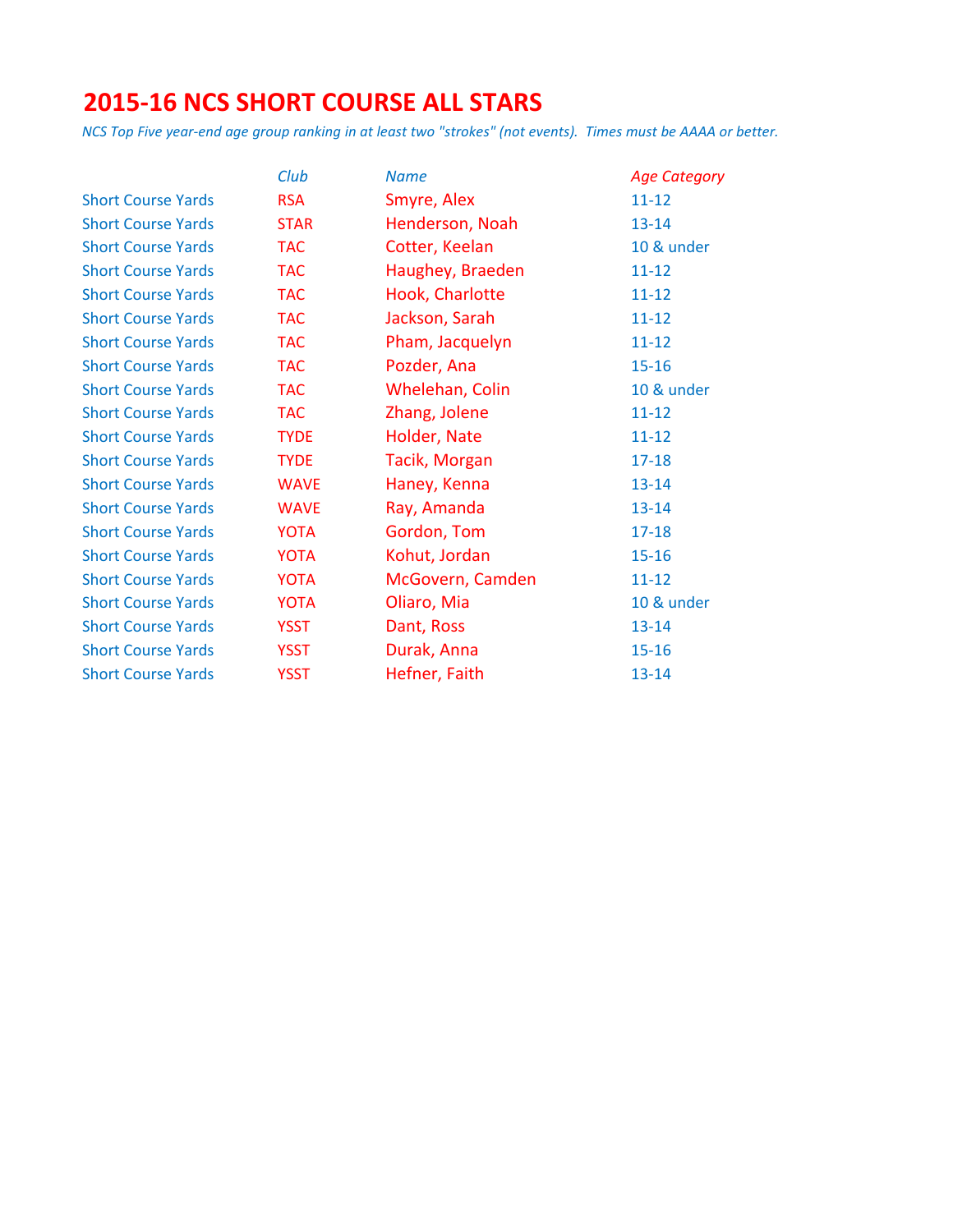# 2015-16 NCS SHORT COURSE ALL STARS

*NCS Top Five year-end age group ranking in at least two "strokes" (not events). Times must be AAAA or better.*

| | *Club* | *Name* | *Age Category* |
|---|---|---|---|
| Short Course Yards | RSA | Smyre, Alex | 11-12 |
| Short Course Yards | STAR | Henderson, Noah | 13-14 |
| Short Course Yards | TAC | Cotter, Keelan | 10 & under |
| Short Course Yards | TAC | Haughey, Braeden | 11-12 |
| Short Course Yards | TAC | Hook, Charlotte | 11-12 |
| Short Course Yards | TAC | Jackson, Sarah | 11-12 |
| Short Course Yards | TAC | Pham, Jacquelyn | 11-12 |
| Short Course Yards | TAC | Pozder, Ana | 15-16 |
| Short Course Yards | TAC | Whelehan, Colin | 10 & under |
| Short Course Yards | TAC | Zhang, Jolene | 11-12 |
| Short Course Yards | TYDE | Holder, Nate | 11-12 |
| Short Course Yards | TYDE | Tacik, Morgan | 17-18 |
| Short Course Yards | WAVE | Haney, Kenna | 13-14 |
| Short Course Yards | WAVE | Ray, Amanda | 13-14 |
| Short Course Yards | YOTA | Gordon, Tom | 17-18 |
| Short Course Yards | YOTA | Kohut, Jordan | 15-16 |
| Short Course Yards | YOTA | McGovern, Camden | 11-12 |
| Short Course Yards | YOTA | Oliaro, Mia | 10 & under |
| Short Course Yards | YSST | Dant, Ross | 13-14 |
| Short Course Yards | YSST | Durak, Anna | 15-16 |
| Short Course Yards | YSST | Hefner, Faith | 13-14 |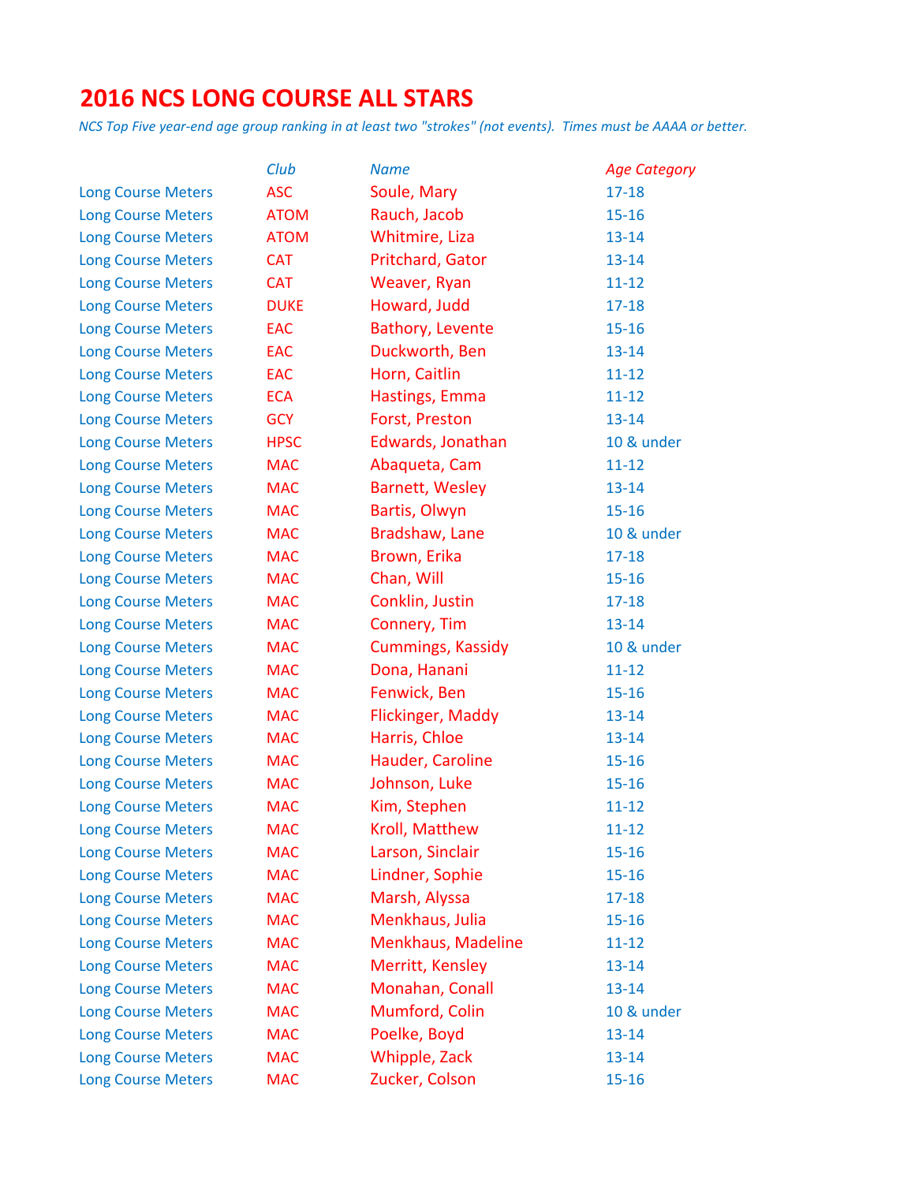# 2016 NCS LONG COURSE ALL STARS

*NCS Top Five year-end age group ranking in at least two "strokes" (not events). Times must be AAAA or better.*

| | Club | Name | Age Category |
|---|---|---|---|
| Long Course Meters | ASC | Soule, Mary | 17-18 |
| Long Course Meters | ATOM | Rauch, Jacob | 15-16 |
| Long Course Meters | ATOM | Whitmire, Liza | 13-14 |
| Long Course Meters | CAT | Pritchard, Gator | 13-14 |
| Long Course Meters | CAT | Weaver, Ryan | 11-12 |
| Long Course Meters | DUKE | Howard, Judd | 17-18 |
| Long Course Meters | EAC | Bathory, Levente | 15-16 |
| Long Course Meters | EAC | Duckworth, Ben | 13-14 |
| Long Course Meters | EAC | Horn, Caitlin | 11-12 |
| Long Course Meters | ECA | Hastings, Emma | 11-12 |
| Long Course Meters | GCY | Forst, Preston | 13-14 |
| Long Course Meters | HPSC | Edwards, Jonathan | 10 & under |
| Long Course Meters | MAC | Abaqueta, Cam | 11-12 |
| Long Course Meters | MAC | Barnett, Wesley | 13-14 |
| Long Course Meters | MAC | Bartis, Olwyn | 15-16 |
| Long Course Meters | MAC | Bradshaw, Lane | 10 & under |
| Long Course Meters | MAC | Brown, Erika | 17-18 |
| Long Course Meters | MAC | Chan, Will | 15-16 |
| Long Course Meters | MAC | Conklin, Justin | 17-18 |
| Long Course Meters | MAC | Connery, Tim | 13-14 |
| Long Course Meters | MAC | Cummings, Kassidy | 10 & under |
| Long Course Meters | MAC | Dona, Hanani | 11-12 |
| Long Course Meters | MAC | Fenwick, Ben | 15-16 |
| Long Course Meters | MAC | Flickinger, Maddy | 13-14 |
| Long Course Meters | MAC | Harris, Chloe | 13-14 |
| Long Course Meters | MAC | Hauder, Caroline | 15-16 |
| Long Course Meters | MAC | Johnson, Luke | 15-16 |
| Long Course Meters | MAC | Kim, Stephen | 11-12 |
| Long Course Meters | MAC | Kroll, Matthew | 11-12 |
| Long Course Meters | MAC | Larson, Sinclair | 15-16 |
| Long Course Meters | MAC | Lindner, Sophie | 15-16 |
| Long Course Meters | MAC | Marsh, Alyssa | 17-18 |
| Long Course Meters | MAC | Menkhaus, Julia | 15-16 |
| Long Course Meters | MAC | Menkhaus, Madeline | 11-12 |
| Long Course Meters | MAC | Merritt, Kensley | 13-14 |
| Long Course Meters | MAC | Monahan, Conall | 13-14 |
| Long Course Meters | MAC | Mumford, Colin | 10 & under |
| Long Course Meters | MAC | Poelke, Boyd | 13-14 |
| Long Course Meters | MAC | Whipple, Zack | 13-14 |
| Long Course Meters | MAC | Zucker, Colson | 15-16 |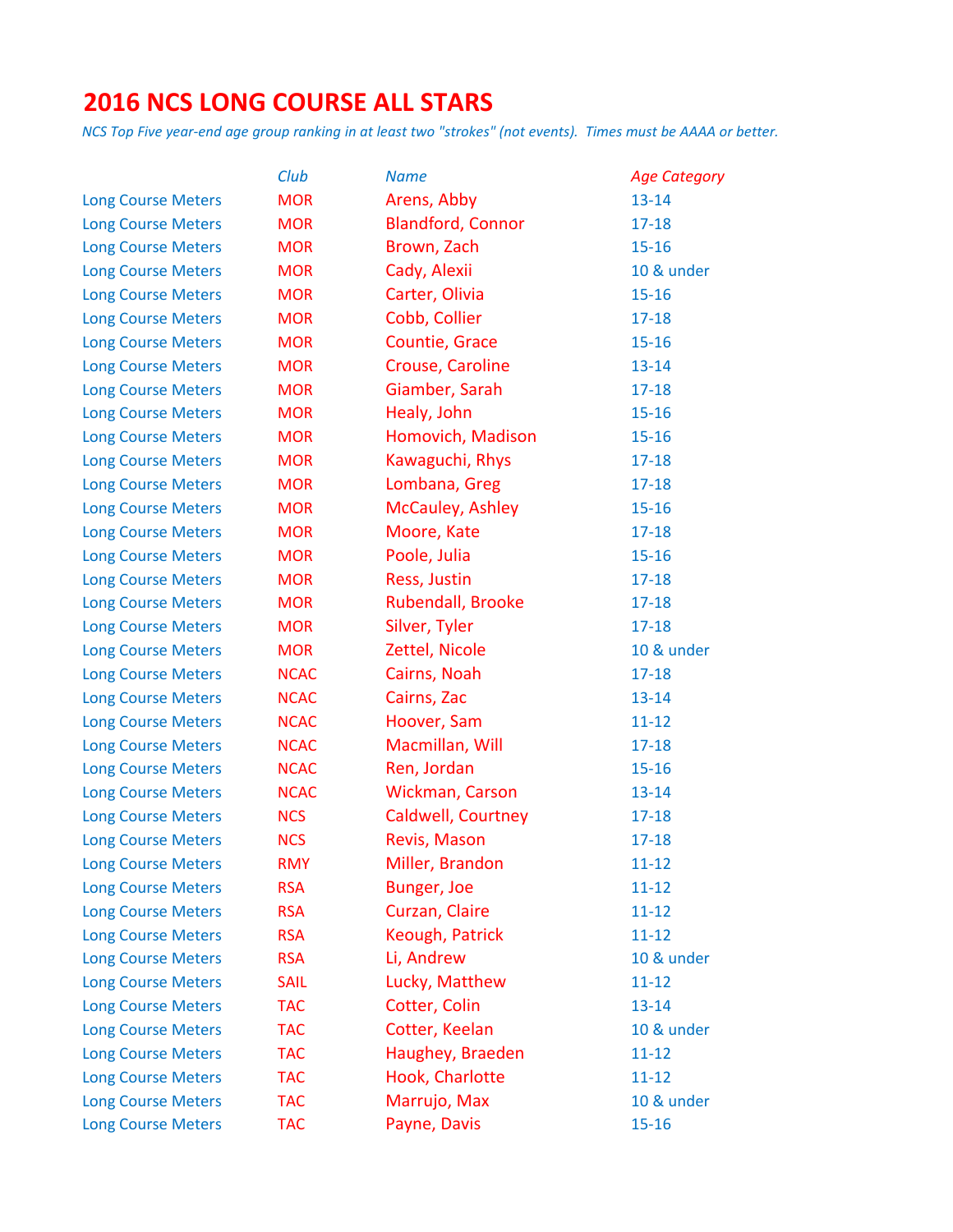# 2016 NCS LONG COURSE ALL STARS

*NCS Top Five year-end age group ranking in at least two "strokes" (not events). Times must be AAAA or better.*

| | Club | Name | Age Category |
|---|---|---|---|
| Long Course Meters | MOR | Arens, Abby | 13-14 |
| Long Course Meters | MOR | Blandford, Connor | 17-18 |
| Long Course Meters | MOR | Brown, Zach | 15-16 |
| Long Course Meters | MOR | Cady, Alexii | 10 & under |
| Long Course Meters | MOR | Carter, Olivia | 15-16 |
| Long Course Meters | MOR | Cobb, Collier | 17-18 |
| Long Course Meters | MOR | Countie, Grace | 15-16 |
| Long Course Meters | MOR | Crouse, Caroline | 13-14 |
| Long Course Meters | MOR | Giamber, Sarah | 17-18 |
| Long Course Meters | MOR | Healy, John | 15-16 |
| Long Course Meters | MOR | Homovich, Madison | 15-16 |
| Long Course Meters | MOR | Kawaguchi, Rhys | 17-18 |
| Long Course Meters | MOR | Lombana, Greg | 17-18 |
| Long Course Meters | MOR | McCauley, Ashley | 15-16 |
| Long Course Meters | MOR | Moore, Kate | 17-18 |
| Long Course Meters | MOR | Poole, Julia | 15-16 |
| Long Course Meters | MOR | Ress, Justin | 17-18 |
| Long Course Meters | MOR | Rubendall, Brooke | 17-18 |
| Long Course Meters | MOR | Silver, Tyler | 17-18 |
| Long Course Meters | MOR | Zettel, Nicole | 10 & under |
| Long Course Meters | NCAC | Cairns, Noah | 17-18 |
| Long Course Meters | NCAC | Cairns, Zac | 13-14 |
| Long Course Meters | NCAC | Hoover, Sam | 11-12 |
| Long Course Meters | NCAC | Macmillan, Will | 17-18 |
| Long Course Meters | NCAC | Ren, Jordan | 15-16 |
| Long Course Meters | NCAC | Wickman, Carson | 13-14 |
| Long Course Meters | NCS | Caldwell, Courtney | 17-18 |
| Long Course Meters | NCS | Revis, Mason | 17-18 |
| Long Course Meters | RMY | Miller, Brandon | 11-12 |
| Long Course Meters | RSA | Bunger, Joe | 11-12 |
| Long Course Meters | RSA | Curzan, Claire | 11-12 |
| Long Course Meters | RSA | Keough, Patrick | 11-12 |
| Long Course Meters | RSA | Li, Andrew | 10 & under |
| Long Course Meters | SAIL | Lucky, Matthew | 11-12 |
| Long Course Meters | TAC | Cotter, Colin | 13-14 |
| Long Course Meters | TAC | Cotter, Keelan | 10 & under |
| Long Course Meters | TAC | Haughey, Braeden | 11-12 |
| Long Course Meters | TAC | Hook, Charlotte | 11-12 |
| Long Course Meters | TAC | Marrujo, Max | 10 & under |
| Long Course Meters | TAC | Payne, Davis | 15-16 |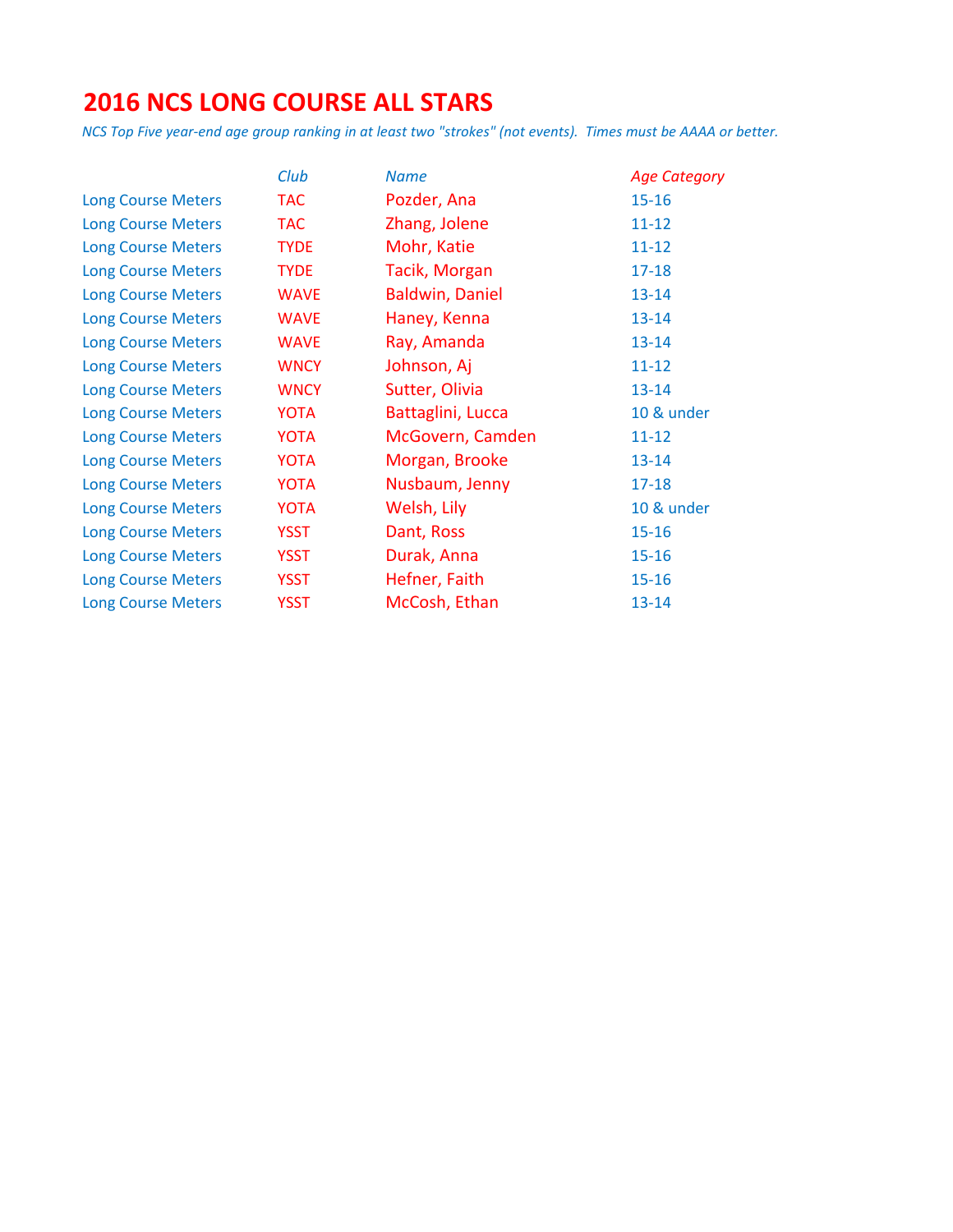# 2016 NCS LONG COURSE ALL STARS

*NCS Top Five year-end age group ranking in at least two "strokes" (not events). Times must be AAAA or better.*

| | *Club* | *Name* | *Age Category* |
|---|---|---|---|
| Long Course Meters | TAC | Pozder, Ana | 15-16 |
| Long Course Meters | TAC | Zhang, Jolene | 11-12 |
| Long Course Meters | TYDE | Mohr, Katie | 11-12 |
| Long Course Meters | TYDE | Tacik, Morgan | 17-18 |
| Long Course Meters | WAVE | Baldwin, Daniel | 13-14 |
| Long Course Meters | WAVE | Haney, Kenna | 13-14 |
| Long Course Meters | WAVE | Ray, Amanda | 13-14 |
| Long Course Meters | WNCY | Johnson, Aj | 11-12 |
| Long Course Meters | WNCY | Sutter, Olivia | 13-14 |
| Long Course Meters | YOTA | Battaglini, Lucca | 10 & under |
| Long Course Meters | YOTA | McGovern, Camden | 11-12 |
| Long Course Meters | YOTA | Morgan, Brooke | 13-14 |
| Long Course Meters | YOTA | Nusbaum, Jenny | 17-18 |
| Long Course Meters | YOTA | Welsh, Lily | 10 & under |
| Long Course Meters | YSST | Dant, Ross | 15-16 |
| Long Course Meters | YSST | Durak, Anna | 15-16 |
| Long Course Meters | YSST | Hefner, Faith | 15-16 |
| Long Course Meters | YSST | McCosh, Ethan | 13-14 |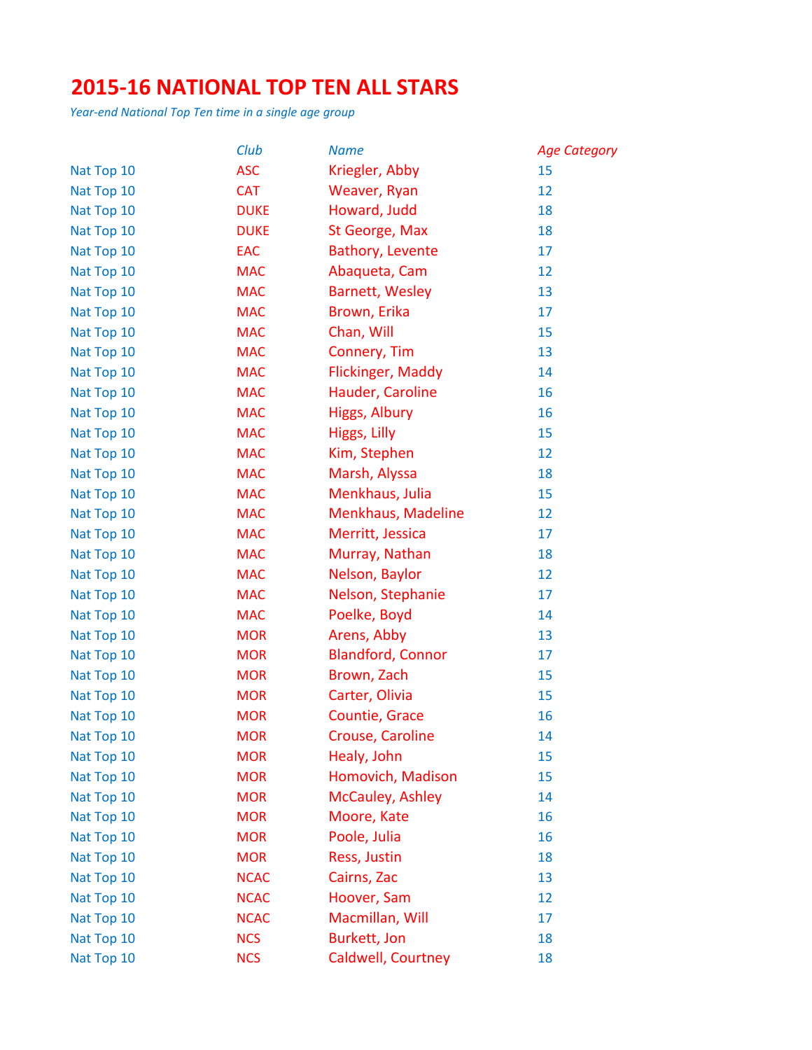# 2015-16 NATIONAL TOP TEN ALL STARS

*Year-end National Top Ten time in a single age group*

| | Club | Name | Age Category |
|---|---|---|---|
| Nat Top 10 | ASC | Kriegler, Abby | 15 |
| Nat Top 10 | CAT | Weaver, Ryan | 12 |
| Nat Top 10 | DUKE | Howard, Judd | 18 |
| Nat Top 10 | DUKE | St George, Max | 18 |
| Nat Top 10 | EAC | Bathory, Levente | 17 |
| Nat Top 10 | MAC | Abaqueta, Cam | 12 |
| Nat Top 10 | MAC | Barnett, Wesley | 13 |
| Nat Top 10 | MAC | Brown, Erika | 17 |
| Nat Top 10 | MAC | Chan, Will | 15 |
| Nat Top 10 | MAC | Connery, Tim | 13 |
| Nat Top 10 | MAC | Flickinger, Maddy | 14 |
| Nat Top 10 | MAC | Hauder, Caroline | 16 |
| Nat Top 10 | MAC | Higgs, Albury | 16 |
| Nat Top 10 | MAC | Higgs, Lilly | 15 |
| Nat Top 10 | MAC | Kim, Stephen | 12 |
| Nat Top 10 | MAC | Marsh, Alyssa | 18 |
| Nat Top 10 | MAC | Menkhaus, Julia | 15 |
| Nat Top 10 | MAC | Menkhaus, Madeline | 12 |
| Nat Top 10 | MAC | Merritt, Jessica | 17 |
| Nat Top 10 | MAC | Murray, Nathan | 18 |
| Nat Top 10 | MAC | Nelson, Baylor | 12 |
| Nat Top 10 | MAC | Nelson, Stephanie | 17 |
| Nat Top 10 | MAC | Poelke, Boyd | 14 |
| Nat Top 10 | MOR | Arens, Abby | 13 |
| Nat Top 10 | MOR | Blandford, Connor | 17 |
| Nat Top 10 | MOR | Brown, Zach | 15 |
| Nat Top 10 | MOR | Carter, Olivia | 15 |
| Nat Top 10 | MOR | Countie, Grace | 16 |
| Nat Top 10 | MOR | Crouse, Caroline | 14 |
| Nat Top 10 | MOR | Healy, John | 15 |
| Nat Top 10 | MOR | Homovich, Madison | 15 |
| Nat Top 10 | MOR | McCauley, Ashley | 14 |
| Nat Top 10 | MOR | Moore, Kate | 16 |
| Nat Top 10 | MOR | Poole, Julia | 16 |
| Nat Top 10 | MOR | Ress, Justin | 18 |
| Nat Top 10 | NCAC | Cairns, Zac | 13 |
| Nat Top 10 | NCAC | Hoover, Sam | 12 |
| Nat Top 10 | NCAC | Macmillan, Will | 17 |
| Nat Top 10 | NCS | Burkett, Jon | 18 |
| Nat Top 10 | NCS | Caldwell, Courtney | 18 |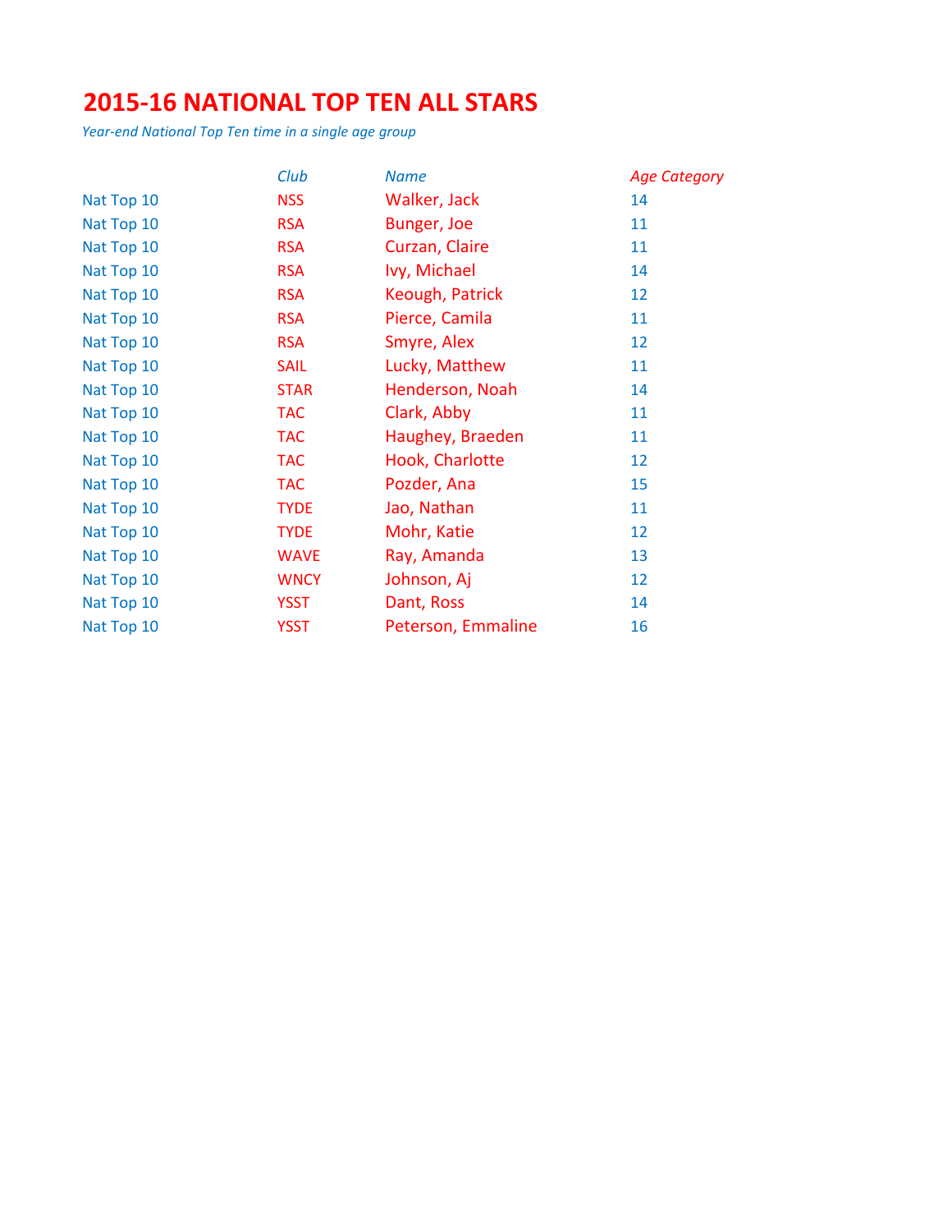# 2015-16 NATIONAL TOP TEN ALL STARS

*Year-end National Top Ten time in a single age group*

| | *Club* | *Name* | *Age Category* |
|---|---|---|---|
| Nat Top 10 | NSS | Walker, Jack | 14 |
| Nat Top 10 | RSA | Bunger, Joe | 11 |
| Nat Top 10 | RSA | Curzan, Claire | 11 |
| Nat Top 10 | RSA | Ivy, Michael | 14 |
| Nat Top 10 | RSA | Keough, Patrick | 12 |
| Nat Top 10 | RSA | Pierce, Camila | 11 |
| Nat Top 10 | RSA | Smyre, Alex | 12 |
| Nat Top 10 | SAIL | Lucky, Matthew | 11 |
| Nat Top 10 | STAR | Henderson, Noah | 14 |
| Nat Top 10 | TAC | Clark, Abby | 11 |
| Nat Top 10 | TAC | Haughey, Braeden | 11 |
| Nat Top 10 | TAC | Hook, Charlotte | 12 |
| Nat Top 10 | TAC | Pozder, Ana | 15 |
| Nat Top 10 | TYDE | Jao, Nathan | 11 |
| Nat Top 10 | TYDE | Mohr, Katie | 12 |
| Nat Top 10 | WAVE | Ray, Amanda | 13 |
| Nat Top 10 | WNCY | Johnson, Aj | 12 |
| Nat Top 10 | YSST | Dant, Ross | 14 |
| Nat Top 10 | YSST | Peterson, Emmaline | 16 |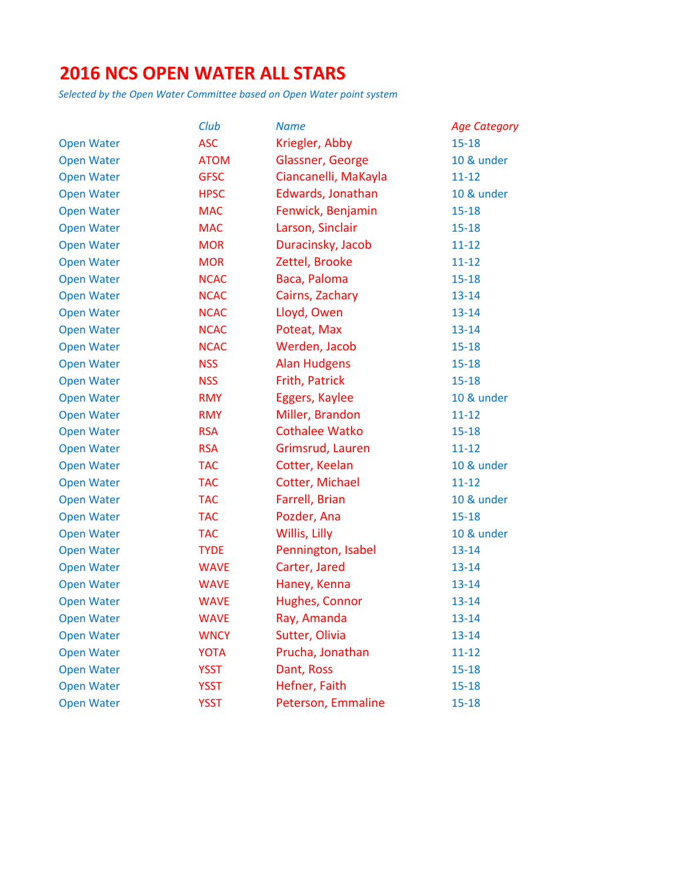# 2016 NCS OPEN WATER ALL STARS

*Selected by the Open Water Committee based on Open Water point system*

| | Club | Name | Age Category |
|---|---|---|---|
| Open Water | ASC | Kriegler, Abby | 15-18 |
| Open Water | ATOM | Glassner, George | 10 & under |
| Open Water | GFSC | Ciancanelli, MaKayla | 11-12 |
| Open Water | HPSC | Edwards, Jonathan | 10 & under |
| Open Water | MAC | Fenwick, Benjamin | 15-18 |
| Open Water | MAC | Larson, Sinclair | 15-18 |
| Open Water | MOR | Duracinsky, Jacob | 11-12 |
| Open Water | MOR | Zettel, Brooke | 11-12 |
| Open Water | NCAC | Baca, Paloma | 15-18 |
| Open Water | NCAC | Cairns, Zachary | 13-14 |
| Open Water | NCAC | Lloyd, Owen | 13-14 |
| Open Water | NCAC | Poteat, Max | 13-14 |
| Open Water | NCAC | Werden, Jacob | 15-18 |
| Open Water | NSS | Alan Hudgens | 15-18 |
| Open Water | NSS | Frith, Patrick | 15-18 |
| Open Water | RMY | Eggers, Kaylee | 10 & under |
| Open Water | RMY | Miller, Brandon | 11-12 |
| Open Water | RSA | Cothalee Watko | 15-18 |
| Open Water | RSA | Grimsrud, Lauren | 11-12 |
| Open Water | TAC | Cotter, Keelan | 10 & under |
| Open Water | TAC | Cotter, Michael | 11-12 |
| Open Water | TAC | Farrell, Brian | 10 & under |
| Open Water | TAC | Pozder, Ana | 15-18 |
| Open Water | TAC | Willis, Lilly | 10 & under |
| Open Water | TYDE | Pennington, Isabel | 13-14 |
| Open Water | WAVE | Carter, Jared | 13-14 |
| Open Water | WAVE | Haney, Kenna | 13-14 |
| Open Water | WAVE | Hughes, Connor | 13-14 |
| Open Water | WAVE | Ray, Amanda | 13-14 |
| Open Water | WNCY | Sutter, Olivia | 13-14 |
| Open Water | YOTA | Prucha, Jonathan | 11-12 |
| Open Water | YSST | Dant, Ross | 15-18 |
| Open Water | YSST | Hefner, Faith | 15-18 |
| Open Water | YSST | Peterson, Emmaline | 15-18 |